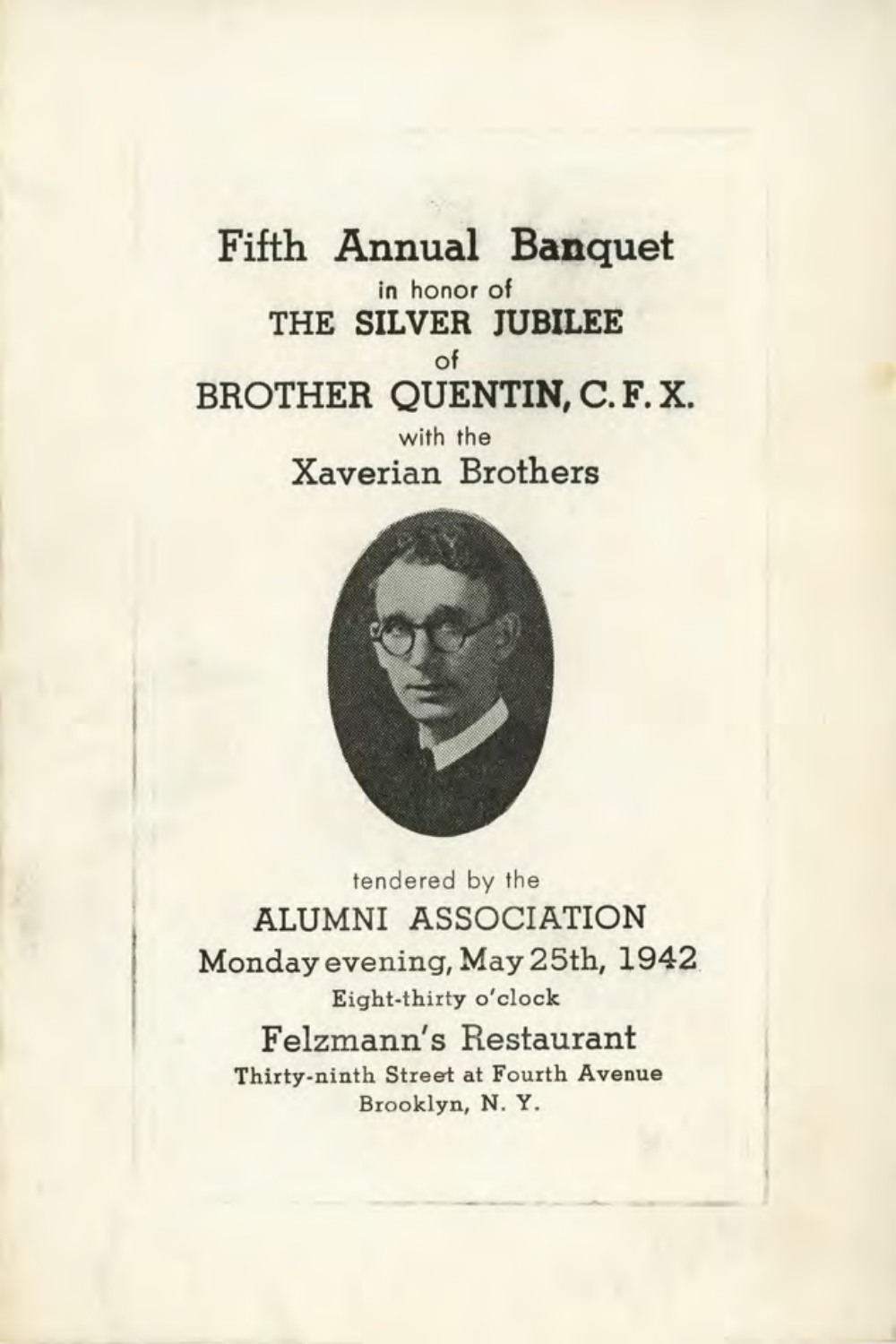# Fifth Annual Banquet

in honor of

## THE SILVER JUBILEE

of

## BROTHER QUENTIN, C. F. X.

with the

## Xaverian Brothers

tendered by the

**ALUMNI ASSOCIATION**

**Monday evening, May 25th, 1942**

Eight-thirty o'clock

**Felzmann's Restaurant**

Thirty-ninth Street at Fourth Avenue

Brooklyn, N. Y.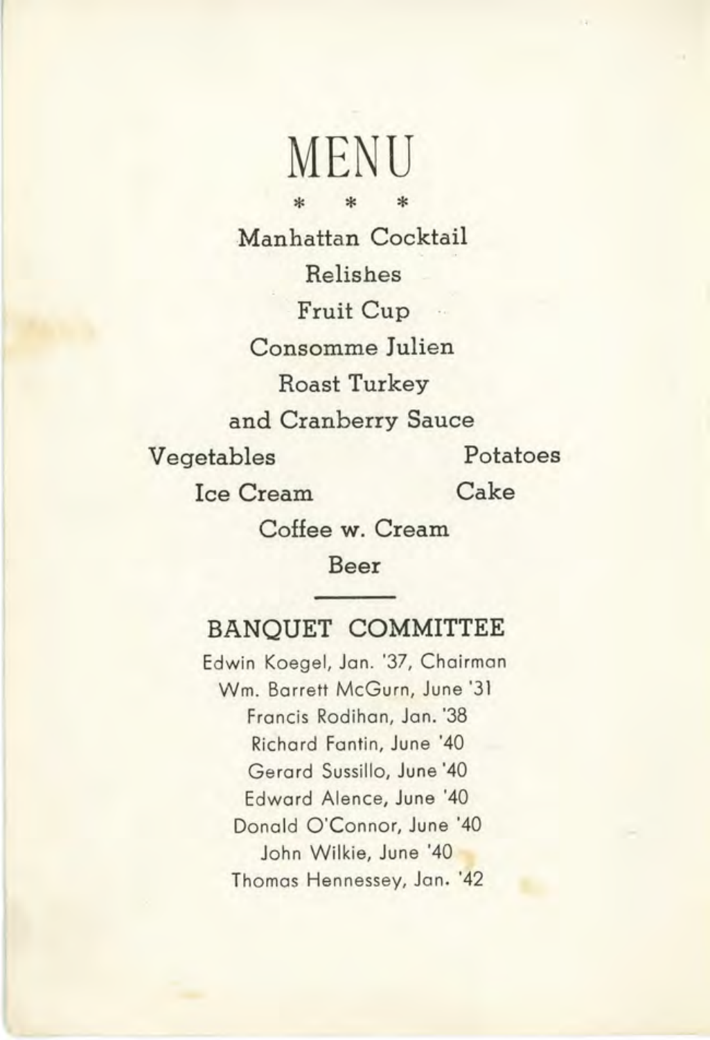# MENU

\* \* \*

Manhattan Cocktail

Relishes

Fruit Cup

Consomme Julien

Roast Turkey

and Cranberry Sauce

Vegetables Potatoes

Ice Cream Cake

Coffee w. Cream

Beer

---

## BANQUET COMMITTEE

Edwin Koegel, Jan. '37, Chairman

Wm. Barrett McGurn, June '31

Francis Rodihan, Jan. '38

Richard Fantin, June '40

Gerard Sussillo, June '40

Edward Alence, June '40

Donald O'Connor, June '40

John Wilkie, June '40

Thomas Hennessey, Jan. '42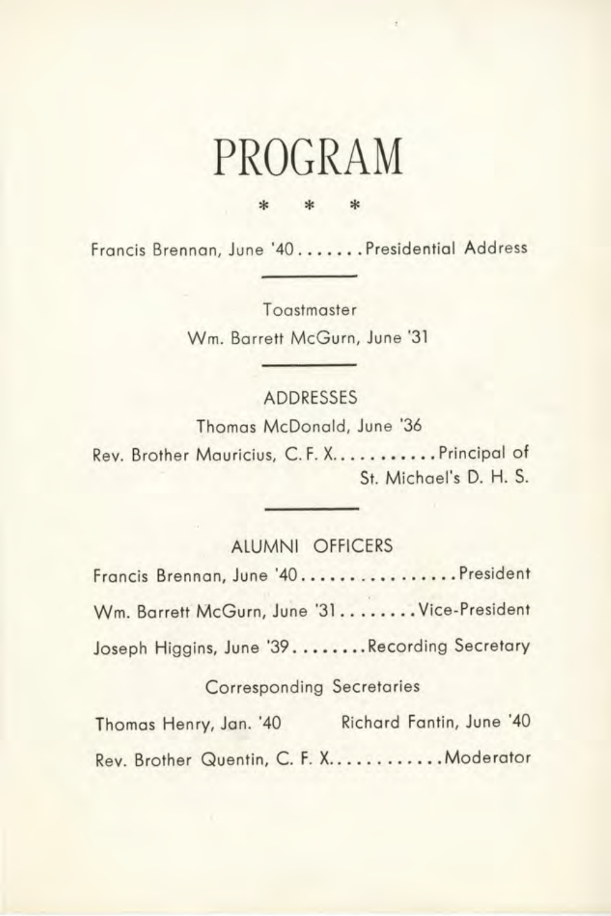# PROGRAM

\* \* \*

Francis Brennan, June '40.......Presidential Address

---

Toastmaster

Wm. Barrett McGurn, June '31

---

## ADDRESSES

Thomas McDonald, June '36

Rev. Brother Mauricius, C. F. X...........Principal of St. Michael's D. H. S.

---

## ALUMNI OFFICERS

Francis Brennan, June '40.................President

Wm. Barrett McGurn, June '31........Vice-President

Joseph Higgins, June '39........Recording Secretary

Corresponding Secretaries

Thomas Henry, Jan. '40  Richard Fantin, June '40

Rev. Brother Quentin, C. F. X............Moderator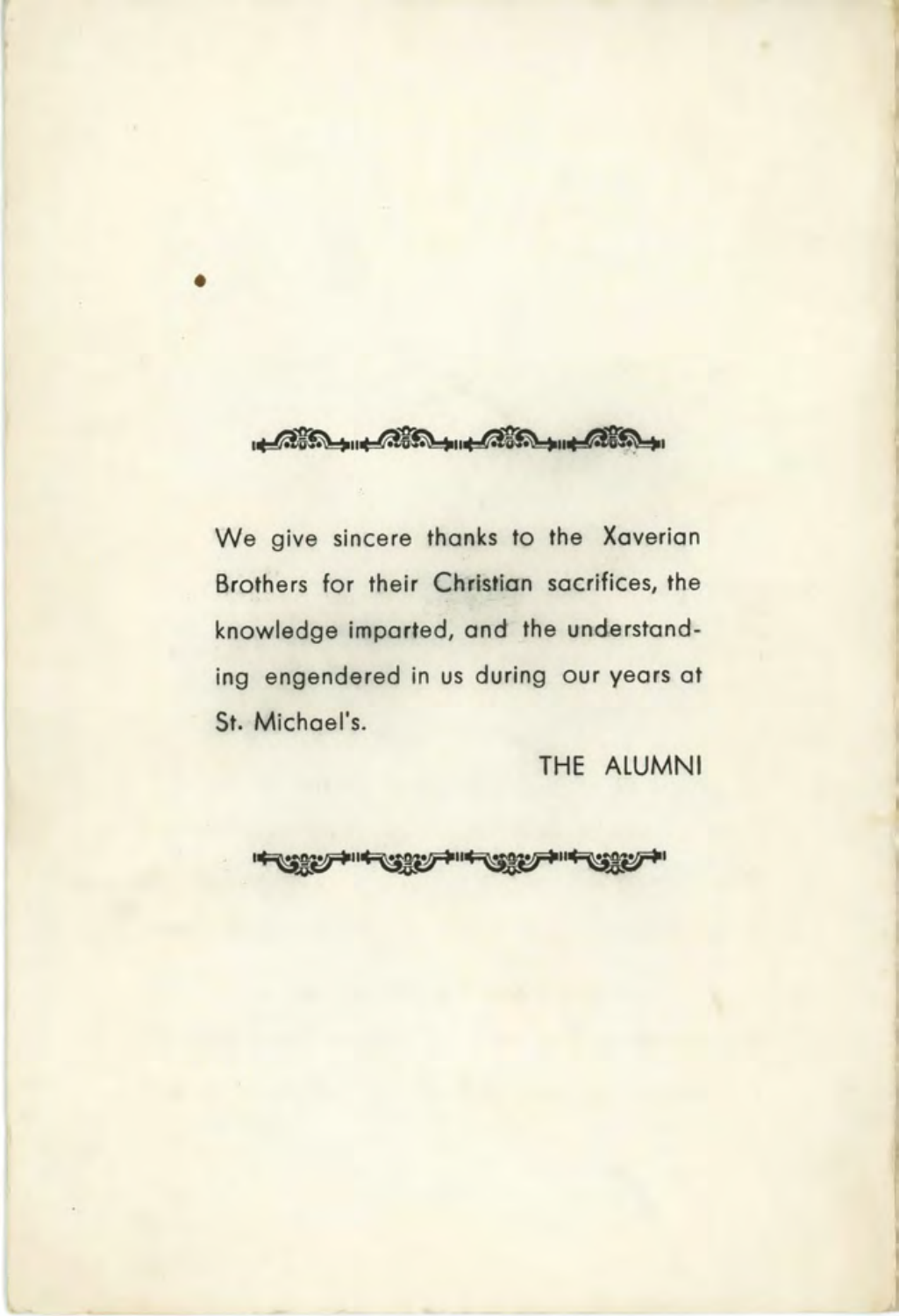We give sincere thanks to the Xaverian Brothers for their Christian sacrifices, the knowledge imparted, and the understanding engendered in us during our years at St. Michael's.

THE ALUMNI